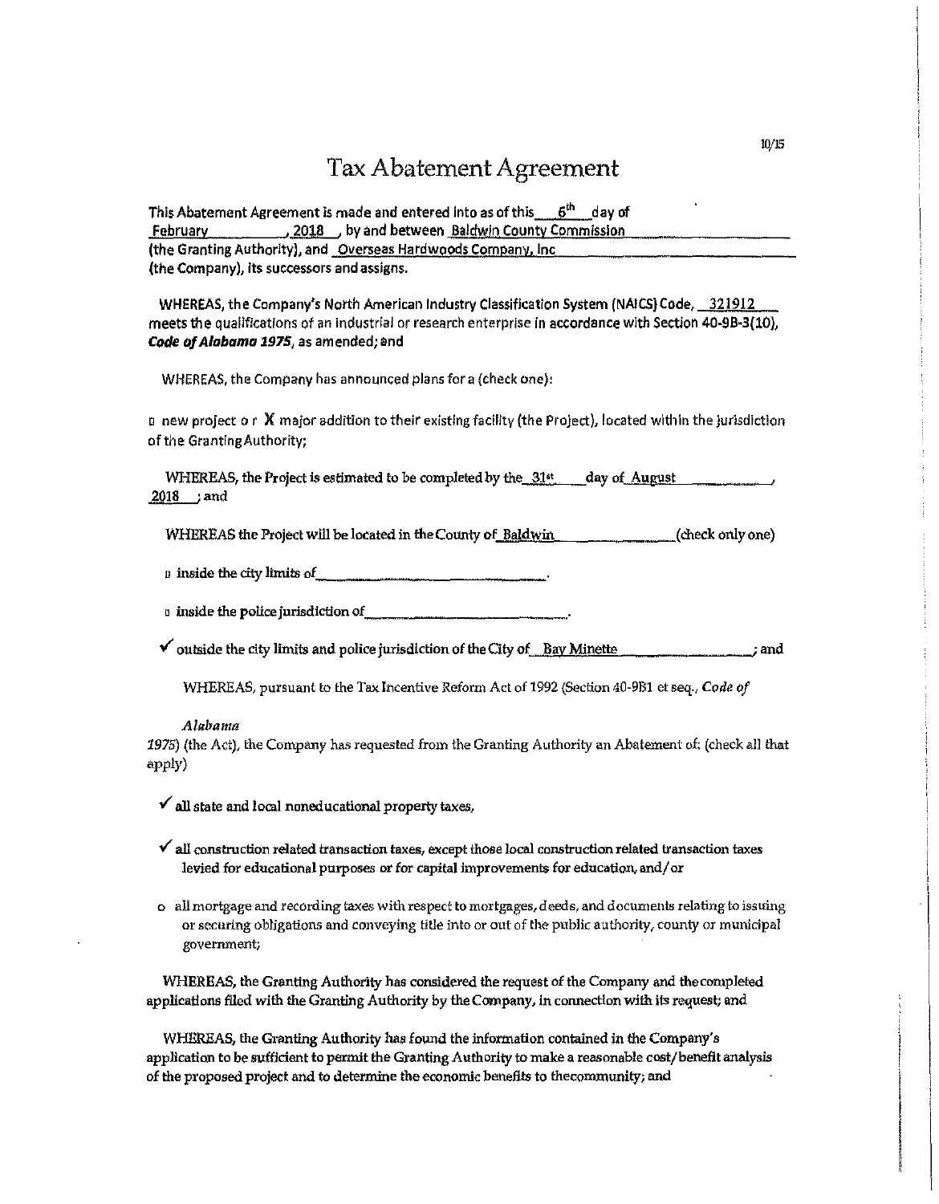# Tax Abatement Agreement

This Abatement Agreement is made and entered into as of this 6th day of February, 2018, by and between Baldwin County Commission (the Granting Authority), and Overseas Hardwoods Company, Inc (the Company), its successors and assigns.

WHEREAS, the Company's North American Industry Classification System (NAICS) Code, 321912 meets the qualifications of an industrial or research enterprise in accordance with Section 40-9B-3(10), ***Code of Alabama 1975***, as amended; and

WHEREAS, the Company has announced plans for a (check one):

☐ new project o r **X** major addition to their existing facility (the Project), located within the jurisdiction of the Granting Authority;

WHEREAS, the Project is estimated to be completed by the 31st day of August, 2018; and

WHEREAS the Project will be located in the County of Baldwin (check only one)

☐ inside the city limits of \_\_\_\_\_\_\_\_\_\_.

☐ inside the police jurisdiction of \_\_\_\_\_\_\_\_\_\_.

✓ outside the city limits and police jurisdiction of the City of Bay Minette; and

WHEREAS, pursuant to the Tax Incentive Reform Act of 1992 (Section 40-9B1 et seq., *Code of Alabama* 1975) (the Act), the Company has requested from the Granting Authority an Abatement of: (check all that apply)

✓ all state and local noneducational property taxes,

✓ all construction related transaction taxes, except those local construction related transaction taxes levied for educational purposes or for capital improvements for education, and/or

o all mortgage and recording taxes with respect to mortgages, deeds, and documents relating to issuing or securing obligations and conveying title into or out of the public authority, county or municipal government;

WHEREAS, the Granting Authority has considered the request of the Company and the completed applications filed with the Granting Authority by the Company, in connection with its request; and

WHEREAS, the Granting Authority has found the information contained in the Company's application to be sufficient to permit the Granting Authority to make a reasonable cost/benefit analysis of the proposed project and to determine the economic benefits to the community; and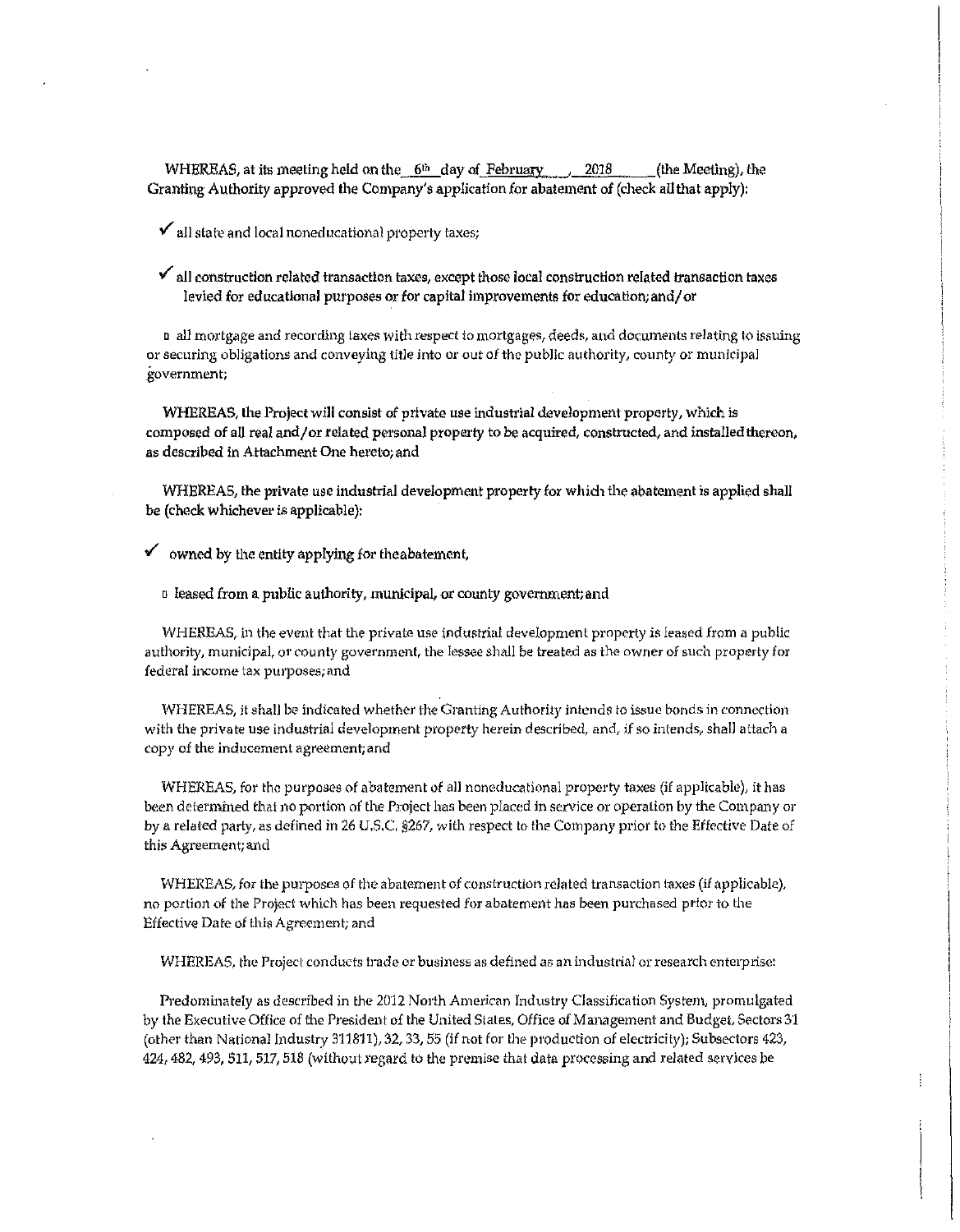WHEREAS, at its meeting held on the 6th day of February, 2018 (the Meeting), the Granting Authority approved the Company's application for abatement of (check all that apply):

✓ all state and local noneducational property taxes;

✓ all construction related transaction taxes, except those local construction related transaction taxes levied for educational purposes or for capital improvements for education; and/or

□ all mortgage and recording taxes with respect to mortgages, deeds, and documents relating to issuing or securing obligations and conveying title into or out of the public authority, county or municipal government;

WHEREAS, the Project will consist of private use industrial development property, which is composed of all real and/or related personal property to be acquired, constructed, and installed thereon, as described in Attachment One hereto; and

WHEREAS, the private use industrial development property for which the abatement is applied shall be (check whichever is applicable):

✓ owned by the entity applying for the abatement,

□ leased from a public authority, municipal, or county government; and

WHEREAS, in the event that the private use industrial development property is leased from a public authority, municipal, or county government, the lessee shall be treated as the owner of such property for federal income tax purposes; and

WHEREAS, it shall be indicated whether the Granting Authority intends to issue bonds in connection with the private use industrial development property herein described, and, if so intends, shall attach a copy of the inducement agreement; and

WHEREAS, for the purposes of abatement of all noneducational property taxes (if applicable), it has been determined that no portion of the Project has been placed in service or operation by the Company or by a related party, as defined in 26 U.S.C. §267, with respect to the Company prior to the Effective Date of this Agreement; and

WHEREAS, for the purposes of the abatement of construction related transaction taxes (if applicable), no portion of the Project which has been requested for abatement has been purchased prior to the Effective Date of this Agreement; and

WHEREAS, the Project conducts trade or business as defined as an industrial or research enterprise:

Predominately as described in the 2012 North American Industry Classification System, promulgated by the Executive Office of the President of the United States, Office of Management and Budget, Sectors 31 (other than National Industry 311811), 32, 33, 55 (if not for the production of electricity); Subsectors 423, 424, 482, 493, 511, 517, 518 (without regard to the premise that data processing and related services be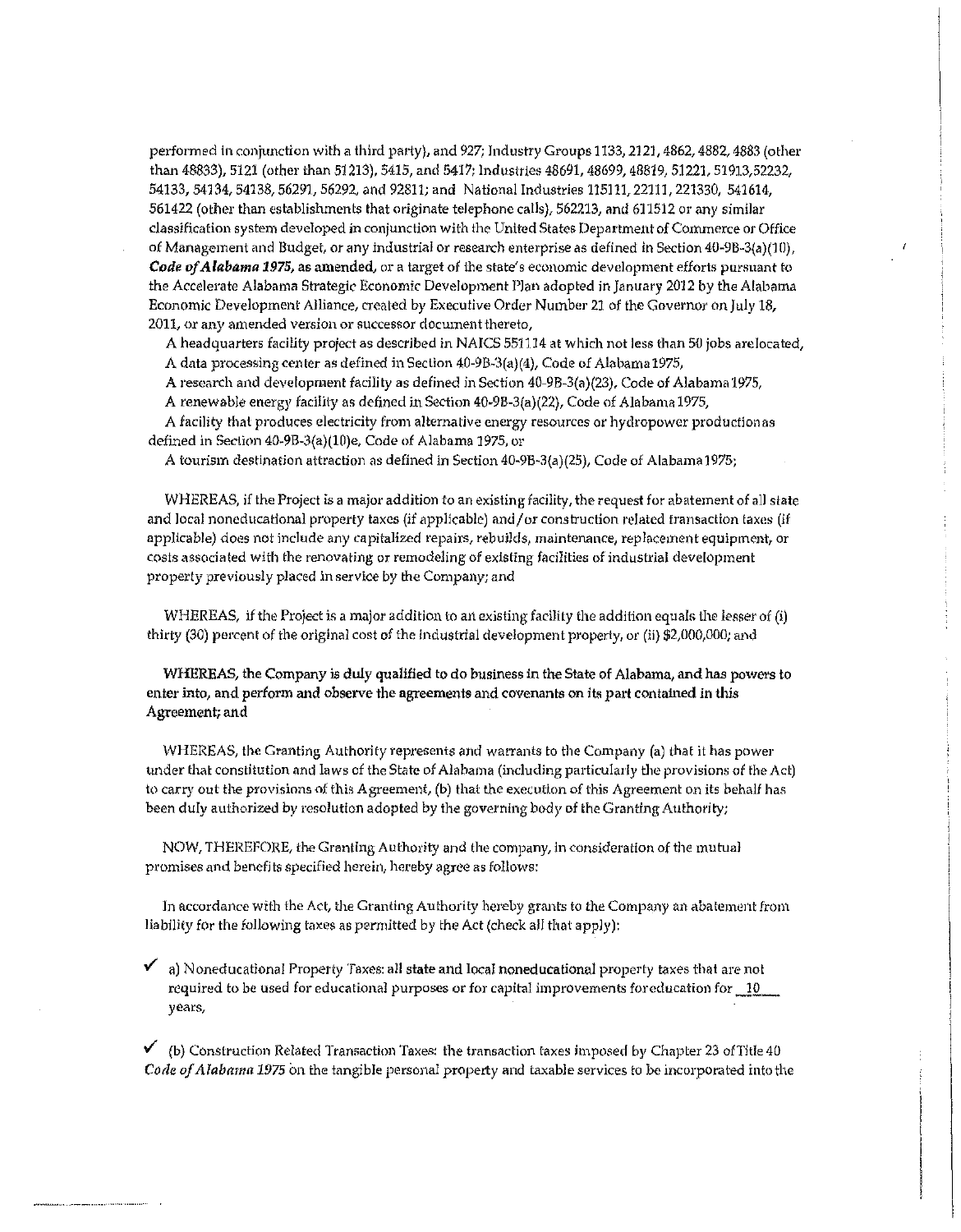performed in conjunction with a third party), and 927; Industry Groups 1133, 2121, 4862, 4882, 4883 (other than 48833), 5121 (other than 51213), 5415, and 5417; Industries 48691, 48699, 48819, 51221, 51913, 52232, 54133, 54134, 54138, 56291, 56292, and 92811; and National Industries 115111, 22111, 221330, 541614, 561422 (other than establishments that originate telephone calls), 562213, and 611512 or any similar classification system developed in conjunction with the United States Department of Commerce or Office of Management and Budget, or any industrial or research enterprise as defined in Section 40-9B-3(a)(10), ***Code of Alabama 1975*, as amended**, or a target of the state's economic development efforts pursuant to the Accelerate Alabama Strategic Economic Development Plan adopted in January 2012 by the Alabama Economic Development Alliance, created by Executive Order Number 21 of the Governor on July 18, 2011, or any amended version or successor document thereto,

A headquarters facility project as described in NAICS 551114 at which not less than 50 jobs are located,

A data processing center as defined in Section 40-9B-3(a)(4), Code of Alabama 1975,

A research and development facility as defined in Section 40-9B-3(a)(23), Code of Alabama 1975,

A renewable energy facility as defined in Section 40-9B-3(a)(22), Code of Alabama 1975,

A facility that produces electricity from alternative energy resources or hydropower production as defined in Section 40-9B-3(a)(10)e, Code of Alabama 1975, or

A tourism destination attraction as defined in Section 40-9B-3(a)(25), Code of Alabama 1975;

WHEREAS, if the Project is a major addition to an existing facility, the request for abatement of all state and local noneducational property taxes (if applicable) and/or construction related transaction taxes (if applicable) does not include any capitalized repairs, rebuilds, maintenance, replacement equipment, or costs associated with the renovating or remodeling of existing facilities of industrial development property previously placed in service by the Company; and

WHEREAS, if the Project is a major addition to an existing facility the addition equals the lesser of (i) thirty (30) percent of the original cost of the industrial development property, or (ii) $2,000,000; and

**WHEREAS, the Company is duly qualified to do business in the State of Alabama, and has powers to enter into, and perform and observe the agreements and covenants on its part contained in this Agreement; and**

WHEREAS, the Granting Authority represents and warrants to the Company (a) that it has power under that constitution and laws of the State of Alabama (including particularly the provisions of the Act) to carry out the provisions of this Agreement, (b) that the execution of this Agreement on its behalf has been duly authorized by resolution adopted by the governing body of the Granting Authority;

NOW, THEREFORE, the Granting Authority and the company, in consideration of the mutual promises and benefits specified herein, hereby agree as follows:

In accordance with the Act, the Granting Authority hereby grants to the Company an abatement from liability for the following taxes as permitted by the Act (check all that apply):

✓ a) Noneducational Property Taxes: **all state and local noneducational** property taxes that are not required to be used for educational purposes or for capital improvements for education for 10 years,

✓ (b) Construction Related Transaction Taxes: the transaction taxes imposed by Chapter 23 of Title 40 *Code of Alabama 1975* on the tangible personal property and taxable services to be incorporated into the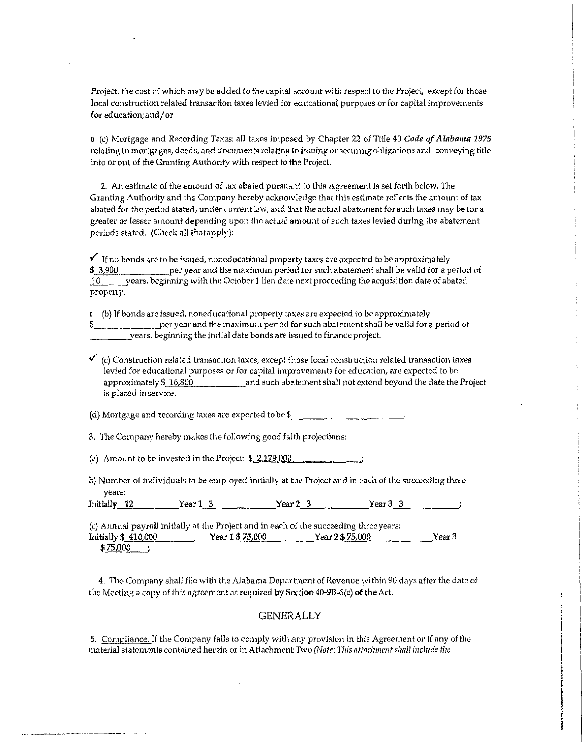Project, the cost of which may be added to the capital account with respect to the Project, except for those local construction related transaction taxes levied for educational purposes or for capital improvements for education; and/or

☐ (c) Mortgage and Recording Taxes: all taxes imposed by Chapter 22 of Title 40 *Code of Alabama 1975* relating to mortgages, deeds, and documents relating to issuing or securing obligations and conveying title into or out of the Granting Authority with respect to the Project.

2. An estimate of the amount of tax abated pursuant to this Agreement is set forth below. The Granting Authority and the Company hereby acknowledge that this estimate reflects the amount of tax abated for the period stated, under current law, and that the actual abatement for such taxes may be for a greater or lesser amount depending upon the actual amount of such taxes levied during the abatement periods stated. (Check all that apply):

✓ If no bonds are to be issued, noneducational property taxes are expected to be approximately $ 3,900 per year and the maximum period for such abatement shall be valid for a period of 10 years, beginning with the October 1 lien date next proceeding the acquisition date of abated property.

☐ (b) If bonds are issued, noneducational property taxes are expected to be approximately $\_\_\_\_\_\_\_\_ per year and the maximum period for such abatement shall be valid for a period of \_\_\_\_\_\_\_\_ years, beginning the initial date bonds are issued to finance project.

✓ (c) Construction related transaction taxes, except those local construction related transaction taxes levied for educational purposes or for capital improvements for education, are expected to be approximately $ 16,800 and such abatement shall not extend beyond the date the Project is placed in service.

(d) Mortgage and recording taxes are expected to be $\_\_\_\_\_\_\_\_.

3. The Company hereby makes the following good faith projections:

(a) Amount to be invested in the Project: $ 2,179,000 ;

b) Number of individuals to be employed initially at the Project and in each of the succeeding three years:

Initially 12 Year 1 3 Year 2 3 Year 3 3 ;

(c) Annual payroll initially at the Project and in each of the succeeding three years:

Initially $ 410,000 Year 1 $ 75,000 Year 2 $ 75,000 Year 3 $ 75,000 ;

4. The Company shall file with the Alabama Department of Revenue within 90 days after the date of the Meeting a copy of this agreement as required by Section 40-9B-6(c) of the Act.

## GENERALLY

5. Compliance. If the Company fails to comply with any provision in this Agreement or if any of the material statements contained herein or in Attachment Two *(Note: This attachment shall include the*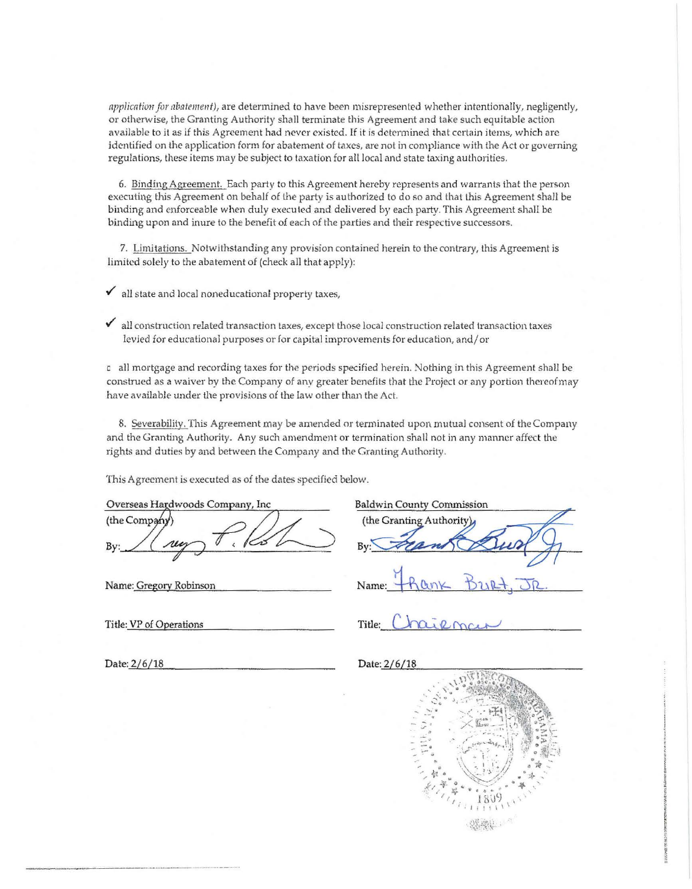*application for abatement*), are determined to have been misrepresented whether intentionally, negligently, or otherwise, the Granting Authority shall terminate this Agreement and take such equitable action available to it as if this Agreement had never existed. If it is determined that certain items, which are identified on the application form for abatement of taxes, are not in compliance with the Act or governing regulations, these items may be subject to taxation for all local and state taxing authorities.

6. Binding Agreement. Each party to this Agreement hereby represents and warrants that the person executing this Agreement on behalf of the party is authorized to do so and that this Agreement shall be binding and enforceable when duly executed and delivered by each party. This Agreement shall be binding upon and inure to the benefit of each of the parties and their respective successors.

7. Limitations. Notwithstanding any provision contained herein to the contrary, this Agreement is limited solely to the abatement of (check all that apply):

✓ all state and local noneducational property taxes,

✓ all construction related transaction taxes, except those local construction related transaction taxes levied for educational purposes or for capital improvements for education, and/or

☐ all mortgage and recording taxes for the periods specified herein. Nothing in this Agreement shall be construed as a waiver by the Company of any greater benefits that the Project or any portion thereof may have available under the provisions of the law other than the Act.

8. Severability. This Agreement may be amended or terminated upon mutual consent of the Company and the Granting Authority. Any such amendment or termination shall not in any manner affect the rights and duties by and between the Company and the Granting Authority.

This Agreement is executed as of the dates specified below.

| Overseas Hardwoods Company, Inc (the Company) | Baldwin County Commission (the Granting Authority) |
| --- | --- |
| By: [signature] | By: [signature] |
| Name: Gregory Robinson | Name: Frank Burt, Jr. |
| Title: VP of Operations | Title: Chairman |
| Date: 2/6/18 | Date: 2/6/18 |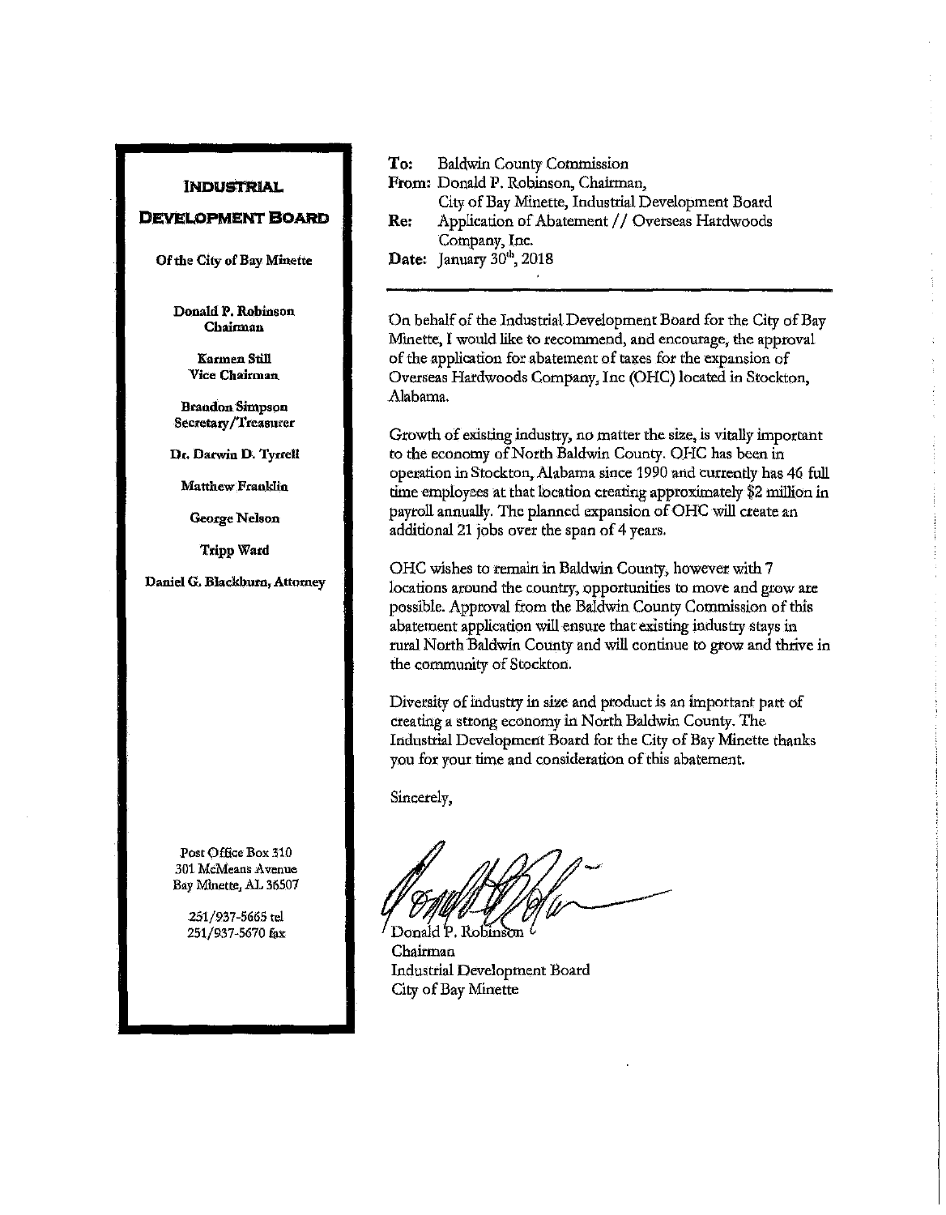**INDUSTRIAL DEVELOPMENT BOARD**

**Of the City of Bay Minette**

**Donald P. Robinson**
**Chairman**

**Karmen Still**
**Vice Chairman**

**Brandon Simpson**
**Secretary/Treasurer**

**Dr. Darwin D. Tyrrell**

**Matthew Franklin**

**George Nelson**

**Tripp Ward**

**Daniel G. Blackburn, Attorney**

Post Office Box 310
301 McMeans Avenue
Bay Minette, AL 36507

251/937-5665 tel
251/937-5670 fax

---

**To:** Baldwin County Commission
**From:** Donald P. Robinson, Chairman,
City of Bay Minette, Industrial Development Board
**Re:** Application of Abatement // Overseas Hardwoods Company, Inc.
**Date:** January 30th, 2018

---

On behalf of the Industrial Development Board for the City of Bay Minette, I would like to recommend, and encourage, the approval of the application for abatement of taxes for the expansion of Overseas Hardwoods Company, Inc (OHC) located in Stockton, Alabama.

Growth of existing industry, no matter the size, is vitally important to the economy of North Baldwin County. OHC has been in operation in Stockton, Alabama since 1990 and currently has 46 full time employees at that location creating approximately $2 million in payroll annually. The planned expansion of OHC will create an additional 21 jobs over the span of 4 years.

OHC wishes to remain in Baldwin County, however with 7 locations around the country, opportunities to move and grow are possible. Approval from the Baldwin County Commission of this abatement application will ensure that existing industry stays in rural North Baldwin County and will continue to grow and thrive in the community of Stockton.

Diversity of industry in size and product is an important part of creating a strong economy in North Baldwin County. The Industrial Development Board for the City of Bay Minette thanks you for your time and consideration of this abatement.

Sincerely,

Donald P. Robinson
Chairman
Industrial Development Board
City of Bay Minette